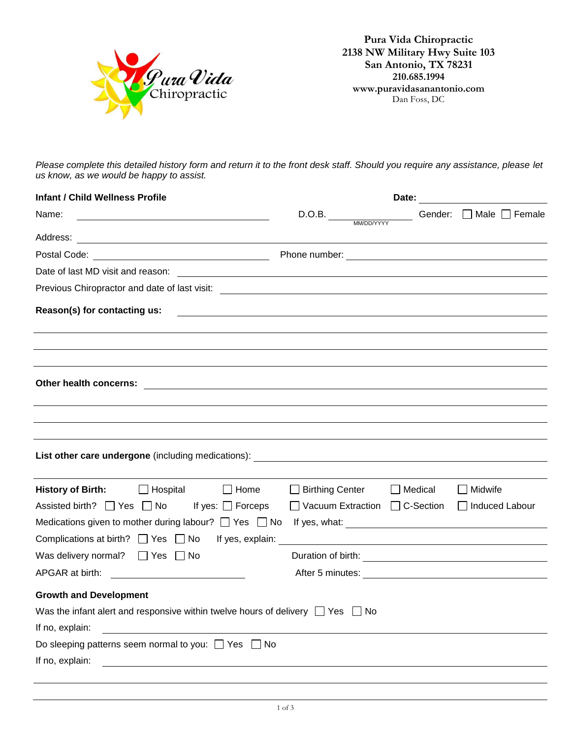**Pura Vida Chiropractic**
**2138 NW Military Hwy Suite 103**
**San Antonio, TX 78231**
**210.685.1994**
**www.puravidasanantonio.com**
Dan Foss, DC

*Please complete this detailed history form and return it to the front desk staff. Should you require any assistance, please let us know, as we would be happy to assist.*

**Infant / Child Wellness Profile** **Date:** ____________________

Name: ______________________________ D.O.B. ______________ (MM/DD/YYYY) Gender: ☐ Male ☐ Female

Address: ____________________________________________________________

Postal Code: ____________________ Phone number: ____________________

Date of last MD visit and reason: ____________________________________________

Previous Chiropractor and date of last visit: ____________________________________

**Reason(s) for contacting us:** ______________________________________________

______________________________________________________________________

______________________________________________________________________

______________________________________________________________________

**Other health concerns:** ______________________________________________

______________________________________________________________________

______________________________________________________________________

______________________________________________________________________

**List other care undergone** (including medications): ____________________________

______________________________________________________________________

**History of Birth:** ☐ Hospital ☐ Home ☐ Birthing Center ☐ Medical ☐ Midwife

Assisted birth? ☐ Yes ☐ No If yes: ☐ Forceps ☐ Vacuum Extraction ☐ C-Section ☐ Induced Labour

Medications given to mother during labour? ☐ Yes ☐ No If yes, what: ____________________

Complications at birth? ☐ Yes ☐ No If yes, explain: ____________________

Was delivery normal? ☐ Yes ☐ No Duration of birth: ____________________

APGAR at birth: ____________________ After 5 minutes: ____________________

**Growth and Development**

Was the infant alert and responsive within twelve hours of delivery ☐ Yes ☐ No

If no, explain: ______________________________________________________________

Do sleeping patterns seem normal to you: ☐ Yes ☐ No

If no, explain: ______________________________________________________________

______________________________________________________________________

______________________________________________________________________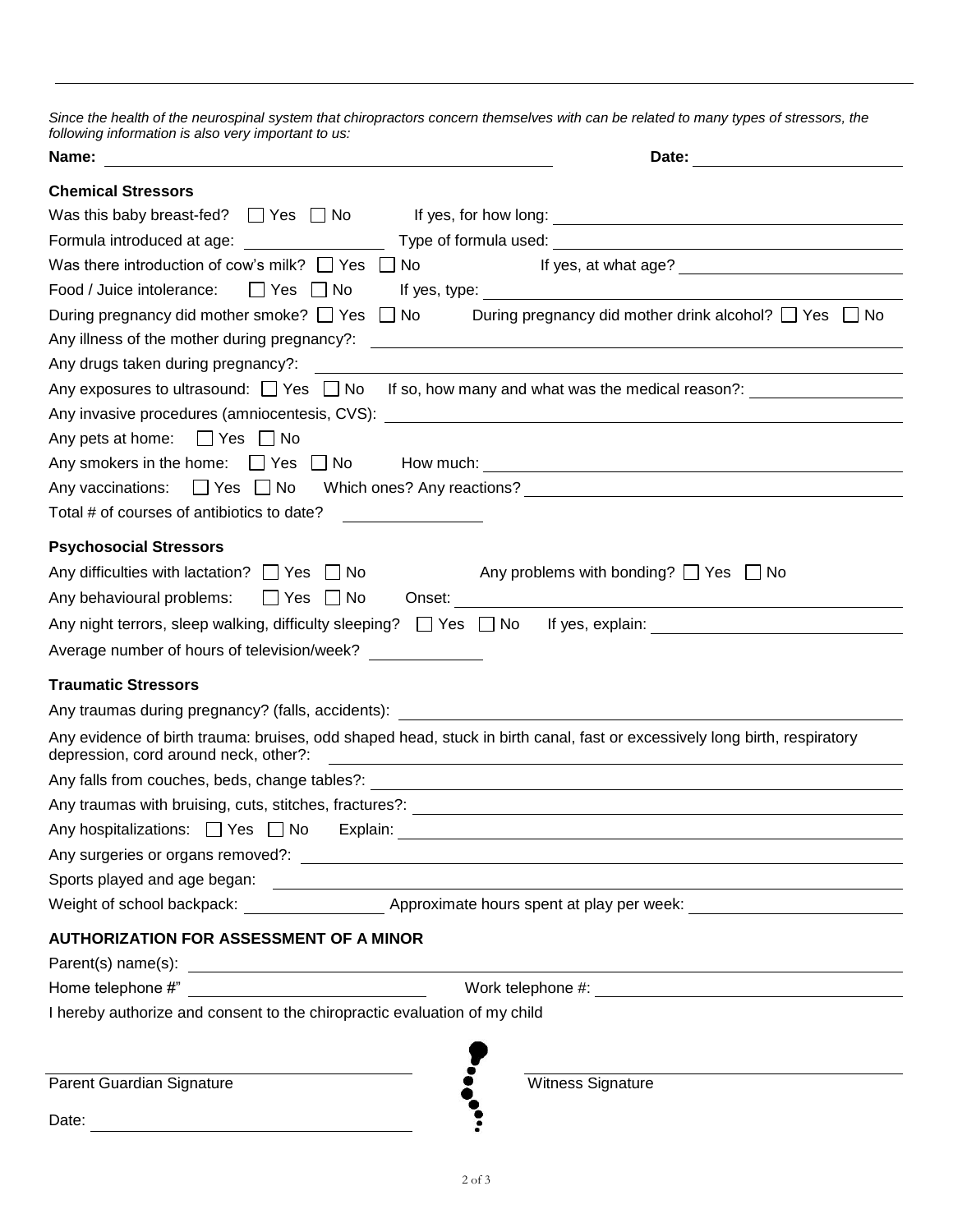*Since the health of the neurospinal system that chiropractors concern themselves with can be related to many types of stressors, the following information is also very important to us:*

**Name:** ______________________ **Date:** ______________

### Chemical Stressors

Was this baby breast-fed? ☐ Yes ☐ No If yes, for how long: ______________

Formula introduced at age: ______________ Type of formula used: ______________

Was there introduction of cow's milk? ☐ Yes ☐ No If yes, at what age? ______________

Food / Juice intolerance: ☐ Yes ☐ No If yes, type: ______________

During pregnancy did mother smoke? ☐ Yes ☐ No During pregnancy did mother drink alcohol? ☐ Yes ☐ No

Any illness of the mother during pregnancy?: ______________

Any drugs taken during pregnancy?: ______________

Any exposures to ultrasound: ☐ Yes ☐ No If so, how many and what was the medical reason?: ______________

Any invasive procedures (amniocentesis, CVS): ______________

Any pets at home: ☐ Yes ☐ No

Any smokers in the home: ☐ Yes ☐ No How much: ______________

Any vaccinations: ☐ Yes ☐ No Which ones? Any reactions? ______________

Total # of courses of antibiotics to date? ______________

### Psychosocial Stressors

Any difficulties with lactation? ☐ Yes ☐ No Any problems with bonding? ☐ Yes ☐ No

Any behavioural problems: ☐ Yes ☐ No Onset: ______________

Any night terrors, sleep walking, difficulty sleeping? ☐ Yes ☐ No If yes, explain: ______________

Average number of hours of television/week? ______________

### Traumatic Stressors

Any traumas during pregnancy? (falls, accidents): ______________

Any evidence of birth trauma: bruises, odd shaped head, stuck in birth canal, fast or excessively long birth, respiratory depression, cord around neck, other?: ______________

Any falls from couches, beds, change tables?: ______________

Any traumas with bruising, cuts, stitches, fractures?: ______________

Any hospitalizations: ☐ Yes ☐ No Explain: ______________

Any surgeries or organs removed?: ______________

Sports played and age began: ______________

Weight of school backpack: ______________ Approximate hours spent at play per week: ______________

### AUTHORIZATION FOR ASSESSMENT OF A MINOR

Parent(s) name(s): ______________

Home telephone #" ______________ Work telephone #: ______________

I hereby authorize and consent to the chiropractic evaluation of my child

______________ ______________

Parent Guardian Signature Witness Signature

Date: ______________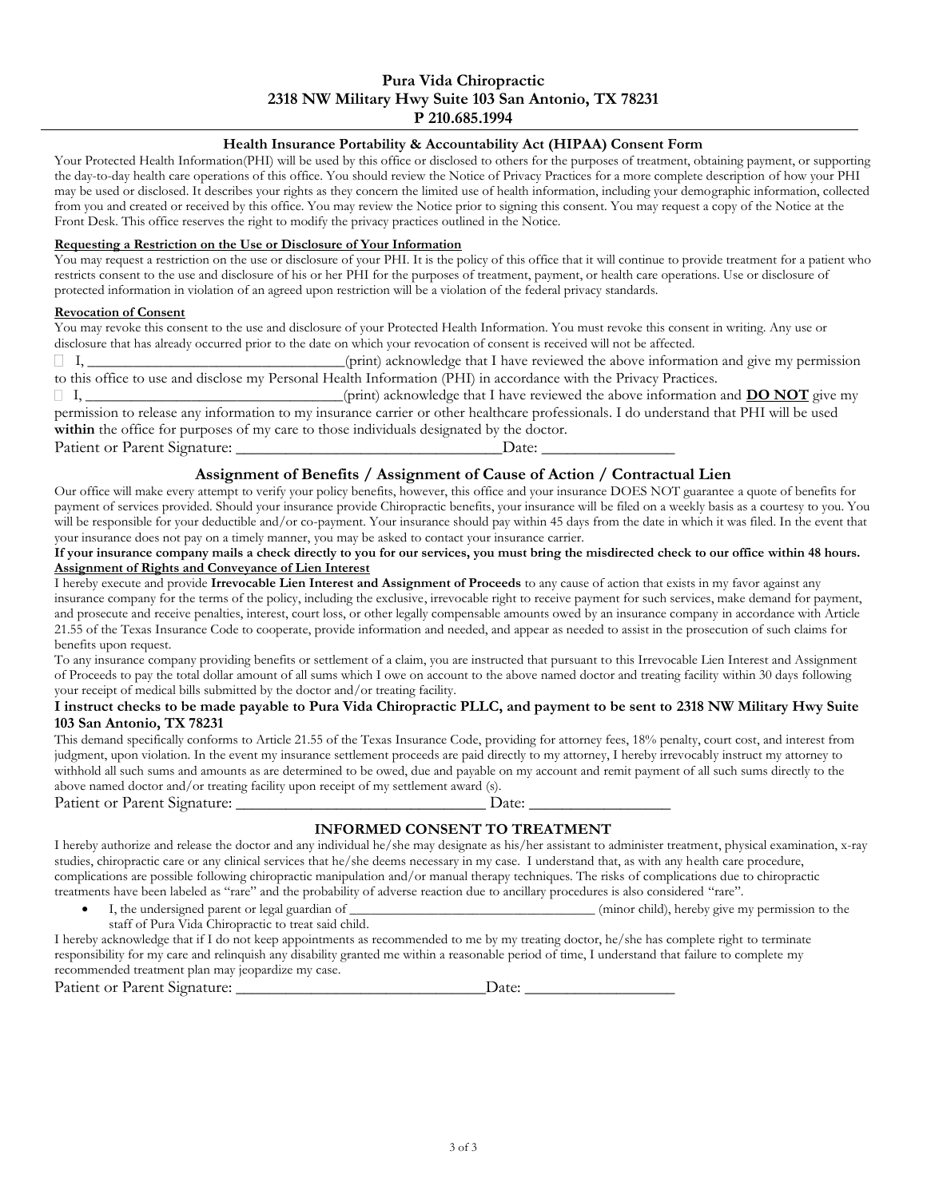**Pura Vida Chiropractic**
**2318 NW Military Hwy Suite 103 San Antonio, TX 78231**
**P 210.685.1994**

### Health Insurance Portability & Accountability Act (HIPAA) Consent Form

Your Protected Health Information(PHI) will be used by this office or disclosed to others for the purposes of treatment, obtaining payment, or supporting the day-to-day health care operations of this office. You should review the Notice of Privacy Practices for a more complete description of how your PHI may be used or disclosed. It describes your rights as they concern the limited use of health information, including your demographic information, collected from you and created or received by this office. You may review the Notice prior to signing this consent. You may request a copy of the Notice at the Front Desk. This office reserves the right to modify the privacy practices outlined in the Notice.

**Requesting a Restriction on the Use or Disclosure of Your Information**

You may request a restriction on the use or disclosure of your PHI. It is the policy of this office that it will continue to provide treatment for a patient who restricts consent to the use and disclosure of his or her PHI for the purposes of treatment, payment, or health care operations. Use or disclosure of protected information in violation of an agreed upon restriction will be a violation of the federal privacy standards.

**Revocation of Consent**

You may revoke this consent to the use and disclosure of your Protected Health Information. You must revoke this consent in writing. Any use or disclosure that has already occurred prior to the date on which your revocation of consent is received will not be affected.

☐ I, ________________________________(print) acknowledge that I have reviewed the above information and give my permission to this office to use and disclose my Personal Health Information (PHI) in accordance with the Privacy Practices.

☐ I, ________________________________(print) acknowledge that I have reviewed the above information and **DO NOT** give my permission to release any information to my insurance carrier or other healthcare professionals. I do understand that PHI will be used **within** the office for purposes of my care to those individuals designated by the doctor.

Patient or Parent Signature: ________________________________Date: _______________

### Assignment of Benefits / Assignment of Cause of Action / Contractual Lien

Our office will make every attempt to verify your policy benefits, however, this office and your insurance DOES NOT guarantee a quote of benefits for payment of services provided. Should your insurance provide Chiropractic benefits, your insurance will be filed on a weekly basis as a courtesy to you. You will be responsible for your deductible and/or co-payment. Your insurance should pay within 45 days from the date in which it was filed. In the event that your insurance does not pay on a timely manner, you may be asked to contact your insurance carrier.

**If your insurance company mails a check directly to you for our services, you must bring the misdirected check to our office within 48 hours.**

**Assignment of Rights and Conveyance of Lien Interest**

I hereby execute and provide **Irrevocable Lien Interest and Assignment of Proceeds** to any cause of action that exists in my favor against any insurance company for the terms of the policy, including the exclusive, irrevocable right to receive payment for such services, make demand for payment, and prosecute and receive penalties, interest, court loss, or other legally compensable amounts owed by an insurance company in accordance with Article 21.55 of the Texas Insurance Code to cooperate, provide information and needed, and appear as needed to assist in the prosecution of such claims for benefits upon request.

To any insurance company providing benefits or settlement of a claim, you are instructed that pursuant to this Irrevocable Lien Interest and Assignment of Proceeds to pay the total dollar amount of all sums which I owe on account to the above named doctor and treating facility within 30 days following your receipt of medical bills submitted by the doctor and/or treating facility.

**I instruct checks to be made payable to Pura Vida Chiropractic PLLC, and payment to be sent to 2318 NW Military Hwy Suite 103 San Antonio, TX 78231**

This demand specifically conforms to Article 21.55 of the Texas Insurance Code, providing for attorney fees, 18% penalty, court cost, and interest from judgment, upon violation. In the event my insurance settlement proceeds are paid directly to my attorney, I hereby irrevocably instruct my attorney to withhold all such sums and amounts as are determined to be owed, due and payable on my account and remit payment of all such sums directly to the above named doctor and/or treating facility upon receipt of my settlement award (s).

Patient or Parent Signature: ______________________________ Date: ________________

### INFORMED CONSENT TO TREATMENT

I hereby authorize and release the doctor and any individual he/she may designate as his/her assistant to administer treatment, physical examination, x-ray studies, chiropractic care or any clinical services that he/she deems necessary in my case. I understand that, as with any health care procedure, complications are possible following chiropractic manipulation and/or manual therapy techniques. The risks of complications due to chiropractic treatments have been labeled as "rare" and the probability of adverse reaction due to ancillary procedures is also considered "rare".

- I, the undersigned parent or legal guardian of ________________________________ (minor child), hereby give my permission to the staff of Pura Vida Chiropractic to treat said child.

I hereby acknowledge that if I do not keep appointments as recommended to me by my treating doctor, he/she has complete right to terminate responsibility for my care and relinquish any disability granted me within a reasonable period of time, I understand that failure to complete my recommended treatment plan may jeopardize my case.

Patient or Parent Signature: ______________________________Date: _________________